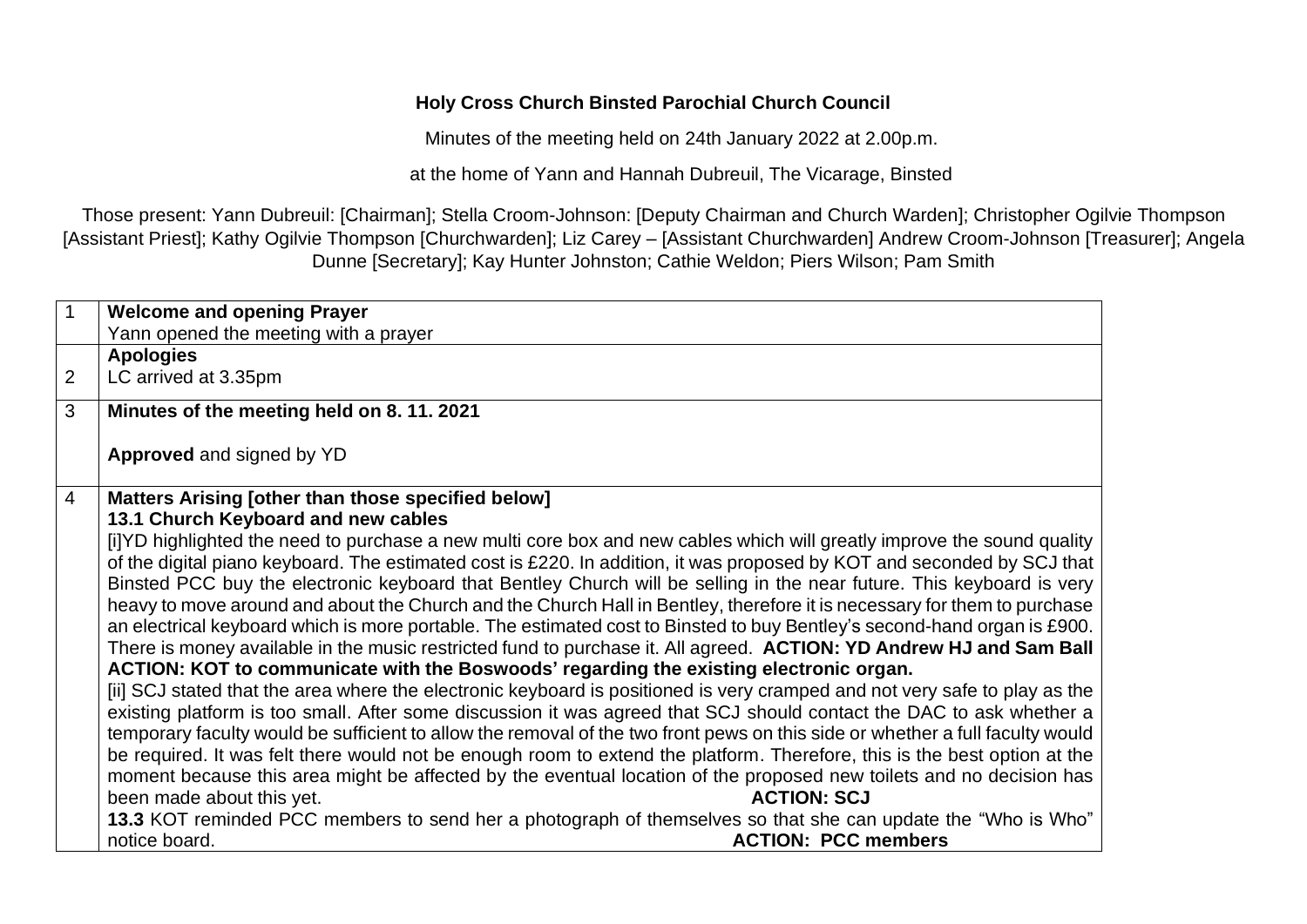**Holy Cross Church Binsted Parochial Church Council**

Minutes of the meeting held on 24th January 2022 at 2.00p.m.

at the home of Yann and Hannah Dubreuil, The Vicarage, Binsted

Those present: Yann Dubreuil: [Chairman]; Stella Croom-Johnson: [Deputy Chairman and Church Warden]; Christopher Ogilvie Thompson [Assistant Priest]; Kathy Ogilvie Thompson [Churchwarden]; Liz Carey – [Assistant Churchwarden] Andrew Croom-Johnson [Treasurer]; Angela Dunne [Secretary]; Kay Hunter Johnston; Cathie Weldon; Piers Wilson; Pam Smith

| | |
|---|---|
| 1 | **Welcome and opening Prayer**<br>Yann opened the meeting with a prayer |
| 2 | **Apologies**<br>LC arrived at 3.35pm |
| 3 | **Minutes of the meeting held on 8. 11. 2021**<br><br>**Approved** and signed by YD |
| 4 | **Matters Arising [other than those specified below]**<br>**13.1 Church Keyboard and new cables**<br>[i]YD highlighted the need to purchase a new multi core box and new cables which will greatly improve the sound quality of the digital piano keyboard. The estimated cost is £220. In addition, it was proposed by KOT and seconded by SCJ that Binsted PCC buy the electronic keyboard that Bentley Church will be selling in the near future. This keyboard is very heavy to move around and about the Church and the Church Hall in Bentley, therefore it is necessary for them to purchase an electrical keyboard which is more portable. The estimated cost to Binsted to buy Bentley's second-hand organ is £900. There is money available in the music restricted fund to purchase it. All agreed. **ACTION: YD Andrew HJ and Sam Ball**<br>**ACTION: KOT to communicate with the Boswoods' regarding the existing electronic organ.**<br>[ii] SCJ stated that the area where the electronic keyboard is positioned is very cramped and not very safe to play as the existing platform is too small. After some discussion it was agreed that SCJ should contact the DAC to ask whether a temporary faculty would be sufficient to allow the removal of the two front pews on this side or whether a full faculty would be required. It was felt there would not be enough room to extend the platform. Therefore, this is the best option at the moment because this area might be affected by the eventual location of the proposed new toilets and no decision has been made about this yet. **ACTION: SCJ**<br>**13.3** KOT reminded PCC members to send her a photograph of themselves so that she can update the "Who is Who" notice board. **ACTION: PCC members** |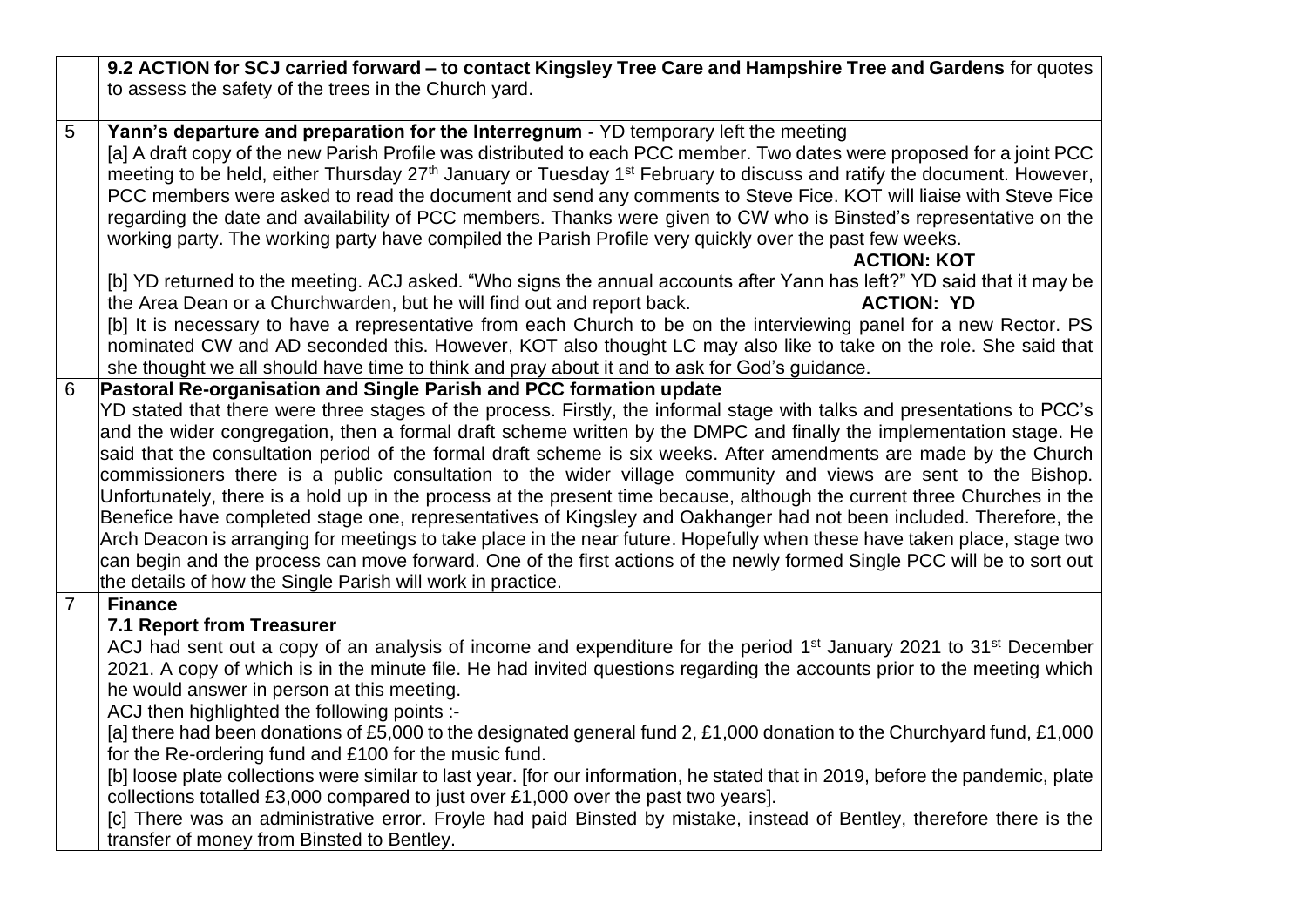| | |
|---|---|
| | **9.2 ACTION for SCJ carried forward – to contact Kingsley Tree Care and Hampshire Tree and Gardens** for quotes to assess the safety of the trees in the Church yard. |
| 5 | **Yann's departure and preparation for the Interregnum -** YD temporary left the meeting<br>[a] A draft copy of the new Parish Profile was distributed to each PCC member. Two dates were proposed for a joint PCC meeting to be held, either Thursday 27th January or Tuesday 1st February to discuss and ratify the document. However, PCC members were asked to read the document and send any comments to Steve Fice. KOT will liaise with Steve Fice regarding the date and availability of PCC members. Thanks were given to CW who is Binsted's representative on the working party. The working party have compiled the Parish Profile very quickly over the past few weeks.<br>**ACTION: KOT**<br>[b] YD returned to the meeting. ACJ asked. "Who signs the annual accounts after Yann has left?" YD said that it may be the Area Dean or a Churchwarden, but he will find out and report back. **ACTION: YD**<br>[b] It is necessary to have a representative from each Church to be on the interviewing panel for a new Rector. PS nominated CW and AD seconded this. However, KOT also thought LC may also like to take on the role. She said that she thought we all should have time to think and pray about it and to ask for God's guidance. |
| 6 | **Pastoral Re-organisation and Single Parish and PCC formation update**<br>YD stated that there were three stages of the process. Firstly, the informal stage with talks and presentations to PCC's and the wider congregation, then a formal draft scheme written by the DMPC and finally the implementation stage. He said that the consultation period of the formal draft scheme is six weeks. After amendments are made by the Church commissioners there is a public consultation to the wider village community and views are sent to the Bishop. Unfortunately, there is a hold up in the process at the present time because, although the current three Churches in the Benefice have completed stage one, representatives of Kingsley and Oakhanger had not been included. Therefore, the Arch Deacon is arranging for meetings to take place in the near future. Hopefully when these have taken place, stage two can begin and the process can move forward. One of the first actions of the newly formed Single PCC will be to sort out the details of how the Single Parish will work in practice. |
| 7 | **Finance**<br>**7.1 Report from Treasurer**<br>ACJ had sent out a copy of an analysis of income and expenditure for the period 1st January 2021 to 31st December 2021. A copy of which is in the minute file. He had invited questions regarding the accounts prior to the meeting which he would answer in person at this meeting.<br>ACJ then highlighted the following points :-<br>[a] there had been donations of £5,000 to the designated general fund 2, £1,000 donation to the Churchyard fund, £1,000 for the Re-ordering fund and £100 for the music fund.<br>[b] loose plate collections were similar to last year. [for our information, he stated that in 2019, before the pandemic, plate collections totalled £3,000 compared to just over £1,000 over the past two years].<br>[c] There was an administrative error. Froyle had paid Binsted by mistake, instead of Bentley, therefore there is the transfer of money from Binsted to Bentley. |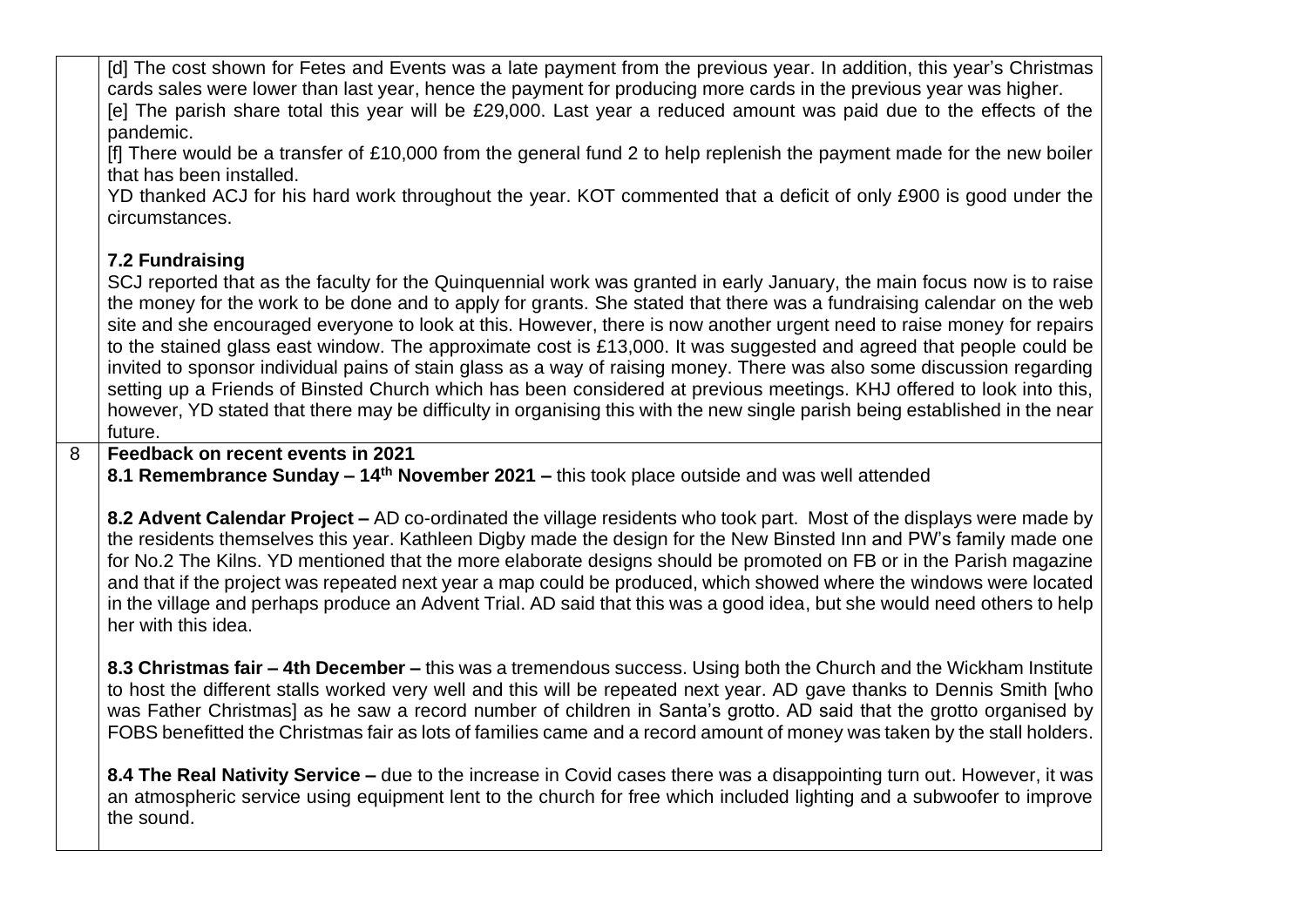[d] The cost shown for Fetes and Events was a late payment from the previous year. In addition, this year's Christmas cards sales were lower than last year, hence the payment for producing more cards in the previous year was higher.
[e] The parish share total this year will be £29,000. Last year a reduced amount was paid due to the effects of the pandemic.
[f] There would be a transfer of £10,000 from the general fund 2 to help replenish the payment made for the new boiler that has been installed.
YD thanked ACJ for his hard work throughout the year. KOT commented that a deficit of only £900 is good under the circumstances.

**7.2 Fundraising**
SCJ reported that as the faculty for the Quinquennial work was granted in early January, the main focus now is to raise the money for the work to be done and to apply for grants. She stated that there was a fundraising calendar on the web site and she encouraged everyone to look at this. However, there is now another urgent need to raise money for repairs to the stained glass east window. The approximate cost is £13,000. It was suggested and agreed that people could be invited to sponsor individual pains of stain glass as a way of raising money. There was also some discussion regarding setting up a Friends of Binsted Church which has been considered at previous meetings. KHJ offered to look into this, however, YD stated that there may be difficulty in organising this with the new single parish being established in the near future.

8 **Feedback on recent events in 2021**

**8.1 Remembrance Sunday – 14th November 2021 –** this took place outside and was well attended

**8.2 Advent Calendar Project –** AD co-ordinated the village residents who took part. Most of the displays were made by the residents themselves this year. Kathleen Digby made the design for the New Binsted Inn and PW's family made one for No.2 The Kilns. YD mentioned that the more elaborate designs should be promoted on FB or in the Parish magazine and that if the project was repeated next year a map could be produced, which showed where the windows were located in the village and perhaps produce an Advent Trial. AD said that this was a good idea, but she would need others to help her with this idea.

**8.3 Christmas fair – 4th December –** this was a tremendous success. Using both the Church and the Wickham Institute to host the different stalls worked very well and this will be repeated next year. AD gave thanks to Dennis Smith [who was Father Christmas] as he saw a record number of children in Santa's grotto. AD said that the grotto organised by FOBS benefitted the Christmas fair as lots of families came and a record amount of money was taken by the stall holders.

**8.4 The Real Nativity Service –** due to the increase in Covid cases there was a disappointing turn out. However, it was an atmospheric service using equipment lent to the church for free which included lighting and a subwoofer to improve the sound.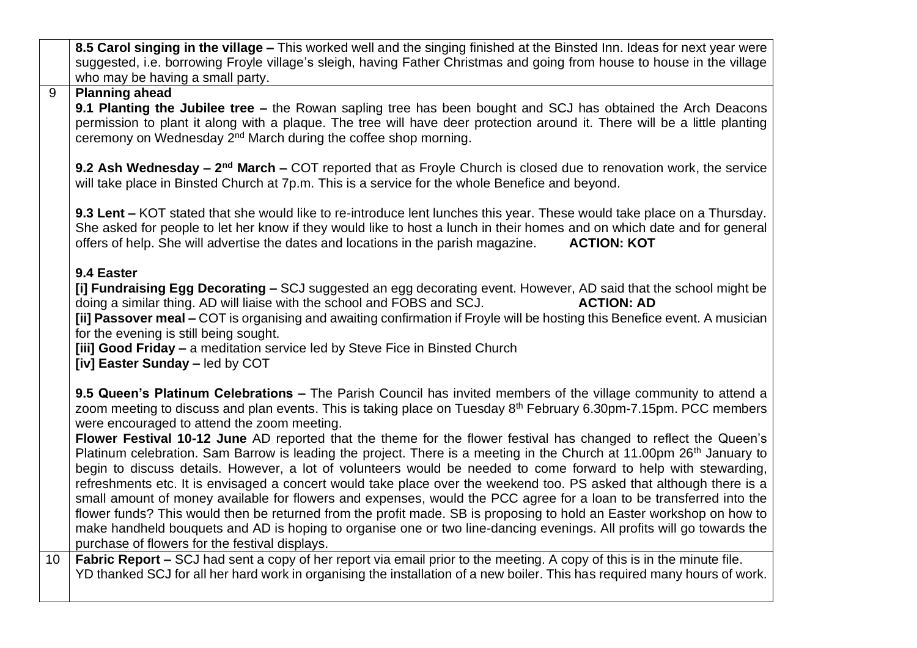| | |
|---|---|
| | **8.5 Carol singing in the village –** This worked well and the singing finished at the Binsted Inn. Ideas for next year were suggested, i.e. borrowing Froyle village's sleigh, having Father Christmas and going from house to house in the village who may be having a small party. |
| 9 | **Planning ahead**<br>**9.1 Planting the Jubilee tree –** the Rowan sapling tree has been bought and SCJ has obtained the Arch Deacons permission to plant it along with a plaque. The tree will have deer protection around it. There will be a little planting ceremony on Wednesday 2nd March during the coffee shop morning.<br><br>**9.2 Ash Wednesday – 2nd March –** COT reported that as Froyle Church is closed due to renovation work, the service will take place in Binsted Church at 7p.m. This is a service for the whole Benefice and beyond.<br><br>**9.3 Lent –** KOT stated that she would like to re-introduce lent lunches this year. These would take place on a Thursday. She asked for people to let her know if they would like to host a lunch in their homes and on which date and for general offers of help. She will advertise the dates and locations in the parish magazine. **ACTION: KOT**<br><br>**9.4 Easter**<br>**[i] Fundraising Egg Decorating –** SCJ suggested an egg decorating event. However, AD said that the school might be doing a similar thing. AD will liaise with the school and FOBS and SCJ. **ACTION: AD**<br>**[ii] Passover meal –** COT is organising and awaiting confirmation if Froyle will be hosting this Benefice event. A musician for the evening is still being sought.<br>**[iii] Good Friday –** a meditation service led by Steve Fice in Binsted Church<br>**[iv] Easter Sunday –** led by COT<br><br>**9.5 Queen's Platinum Celebrations –** The Parish Council has invited members of the village community to attend a zoom meeting to discuss and plan events. This is taking place on Tuesday 8th February 6.30pm-7.15pm. PCC members were encouraged to attend the zoom meeting.<br>**Flower Festival 10-12 June** AD reported that the theme for the flower festival has changed to reflect the Queen's Platinum celebration. Sam Barrow is leading the project. There is a meeting in the Church at 11.00pm 26th January to begin to discuss details. However, a lot of volunteers would be needed to come forward to help with stewarding, refreshments etc. It is envisaged a concert would take place over the weekend too. PS asked that although there is a small amount of money available for flowers and expenses, would the PCC agree for a loan to be transferred into the flower funds? This would then be returned from the profit made. SB is proposing to hold an Easter workshop on how to make handheld bouquets and AD is hoping to organise one or two line-dancing evenings. All profits will go towards the purchase of flowers for the festival displays. |
| 10 | **Fabric Report –** SCJ had sent a copy of her report via email prior to the meeting. A copy of this is in the minute file.<br>YD thanked SCJ for all her hard work in organising the installation of a new boiler. This has required many hours of work. |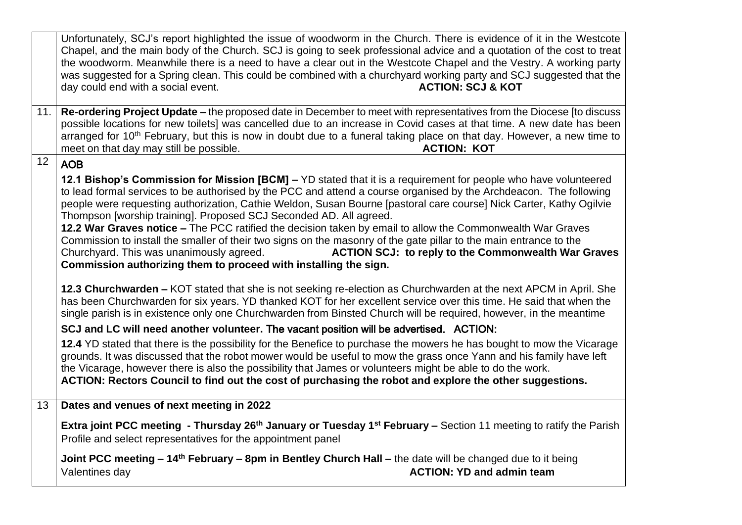| | |
|---|---|
| | Unfortunately, SCJ's report highlighted the issue of woodworm in the Church. There is evidence of it in the Westcote Chapel, and the main body of the Church. SCJ is going to seek professional advice and a quotation of the cost to treat the woodworm. Meanwhile there is a need to have a clear out in the Westcote Chapel and the Vestry. A working party was suggested for a Spring clean. This could be combined with a churchyard working party and SCJ suggested that the day could end with a social event. **ACTION: SCJ & KOT** |
| 11. | **Re-ordering Project Update –** the proposed date in December to meet with representatives from the Diocese [to discuss possible locations for new toilets] was cancelled due to an increase in Covid cases at that time. A new date has been arranged for 10th February, but this is now in doubt due to a funeral taking place on that day. However, a new time to meet on that day may still be possible. **ACTION: KOT** |
| 12 | **AOB**<br><br>**12.1 Bishop's Commission for Mission [BCM] –** YD stated that it is a requirement for people who have volunteered to lead formal services to be authorised by the PCC and attend a course organised by the Archdeacon. The following people were requesting authorization, Cathie Weldon, Susan Bourne [pastoral care course] Nick Carter, Kathy Ogilvie Thompson [worship training]. Proposed SCJ Seconded AD. All agreed.<br>**12.2 War Graves notice –** The PCC ratified the decision taken by email to allow the Commonwealth War Graves Commission to install the smaller of their two signs on the masonry of the gate pillar to the main entrance to the Churchyard. This was unanimously agreed. **ACTION SCJ: to reply to the Commonwealth War Graves Commission authorizing them to proceed with installing the sign.**<br><br>**12.3 Churchwarden –** KOT stated that she is not seeking re-election as Churchwarden at the next APCM in April. She has been Churchwarden for six years. YD thanked KOT for her excellent service over this time. He said that when the single parish is in existence only one Churchwarden from Binsted Church will be required, however, in the meantime **SCJ and LC will need another volunteer.** The vacant position will be advertised. ACTION:<br><br>**12.4** YD stated that there is the possibility for the Benefice to purchase the mowers he has bought to mow the Vicarage grounds. It was discussed that the robot mower would be useful to mow the grass once Yann and his family have left the Vicarage, however there is also the possibility that James or volunteers might be able to do the work.<br>**ACTION: Rectors Council to find out the cost of purchasing the robot and explore the other suggestions.** |
| 13 | **Dates and venues of next meeting in 2022**<br><br>**Extra joint PCC meeting - Thursday 26th January or Tuesday 1st February –** Section 11 meeting to ratify the Parish Profile and select representatives for the appointment panel<br><br>**Joint PCC meeting – 14th February – 8pm in Bentley Church Hall –** the date will be changed due to it being Valentines day **ACTION: YD and admin team** |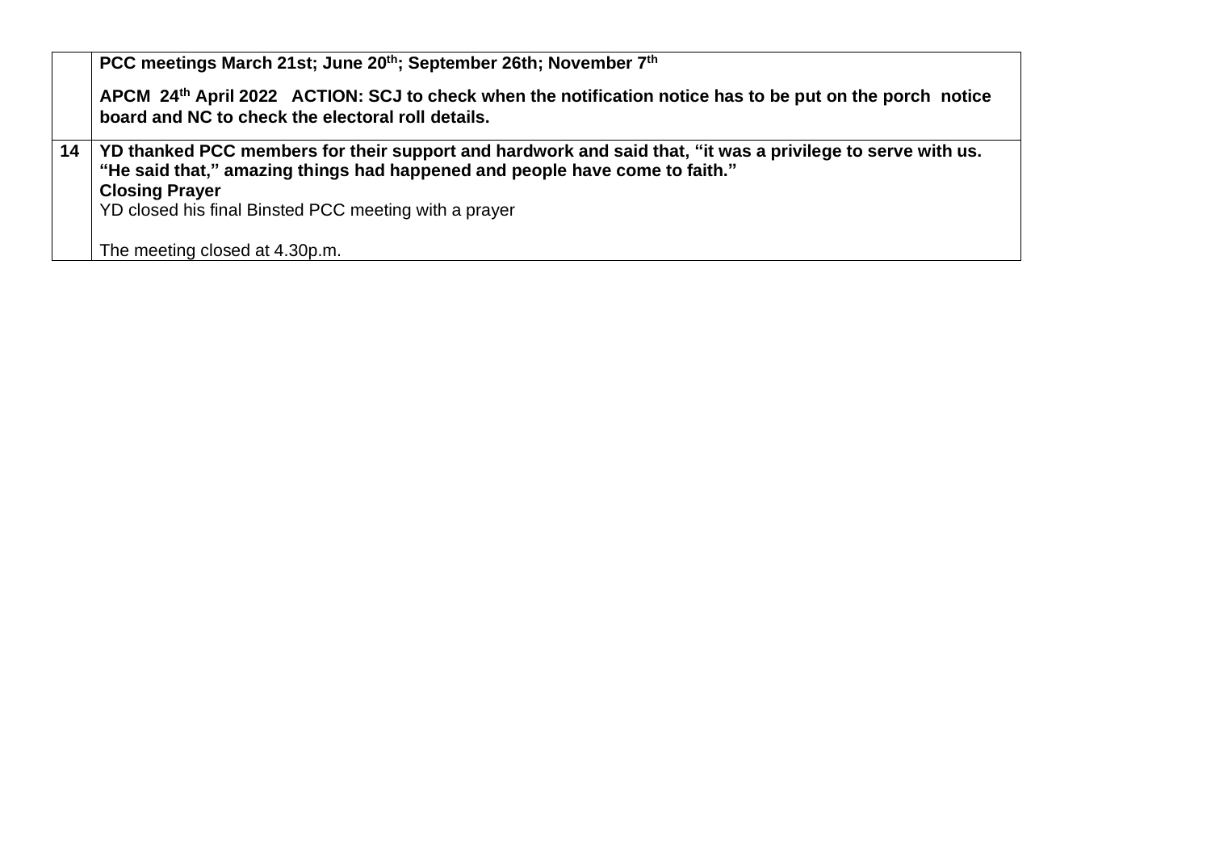| | |
|---|---|
| | **PCC meetings March 21st; June 20th; September 26th; November 7th**<br><br>**APCM 24th April 2022 ACTION: SCJ to check when the notification notice has to be put on the porch notice board and NC to check the electoral roll details.** |
| **14** | **YD thanked PCC members for their support and hardwork and said that, "it was a privilege to serve with us. "He said that," amazing things had happened and people have come to faith."**<br>**Closing Prayer**<br>YD closed his final Binsted PCC meeting with a prayer<br><br>The meeting closed at 4.30p.m. |